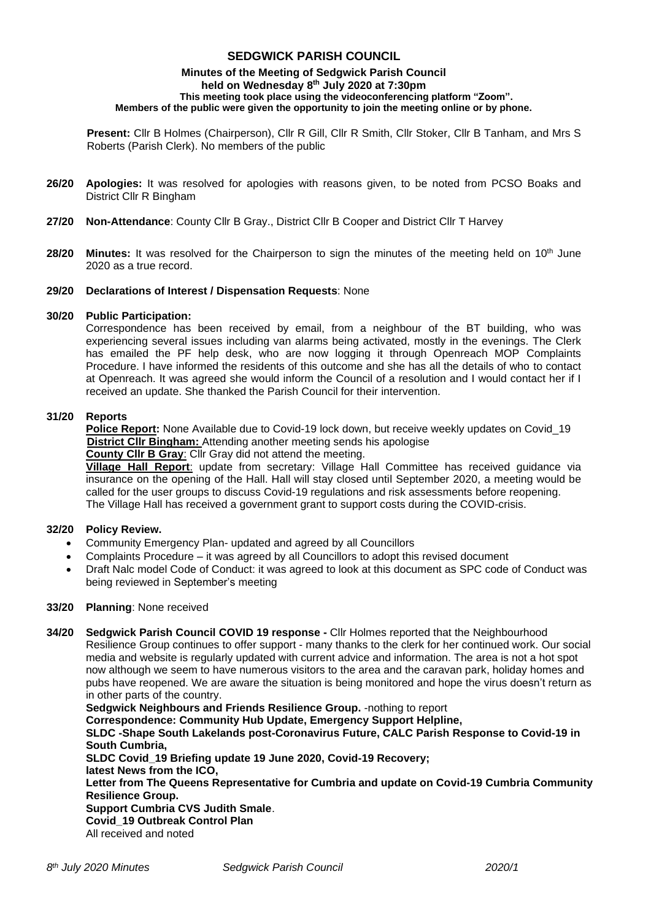# SEDGWICK PARISH COUNCIL

**Minutes of the Meeting of Sedgwick Parish Council**
**held on Wednesday 8th July 2020 at 7:30pm**
**This meeting took place using the videoconferencing platform "Zoom".**
**Members of the public were given the opportunity to join the meeting online or by phone.**

**Present:** Cllr B Holmes (Chairperson), Cllr R Gill, Cllr R Smith, Cllr Stoker, Cllr B Tanham, and Mrs S Roberts (Parish Clerk). No members of the public

**26/20 Apologies:** It was resolved for apologies with reasons given, to be noted from PCSO Boaks and District Cllr R Bingham

**27/20 Non-Attendance**: County Cllr B Gray., District Cllr B Cooper and District Cllr T Harvey

**28/20 Minutes:** It was resolved for the Chairperson to sign the minutes of the meeting held on 10th June 2020 as a true record.

**29/20 Declarations of Interest / Dispensation Requests**: None

**30/20 Public Participation:**

Correspondence has been received by email, from a neighbour of the BT building, who was experiencing several issues including van alarms being activated, mostly in the evenings. The Clerk has emailed the PF help desk, who are now logging it through Openreach MOP Complaints Procedure. I have informed the residents of this outcome and she has all the details of who to contact at Openreach. It was agreed she would inform the Council of a resolution and I would contact her if I received an update. She thanked the Parish Council for their intervention.

**31/20 Reports**

**Police Report:** None Available due to Covid-19 lock down, but receive weekly updates on Covid_19

**District Cllr Bingham:** Attending another meeting sends his apologise

**County Cllr B Gray**: Cllr Gray did not attend the meeting.

**Village Hall Report**: update from secretary: Village Hall Committee has received guidance via insurance on the opening of the Hall. Hall will stay closed until September 2020, a meeting would be called for the user groups to discuss Covid-19 regulations and risk assessments before reopening. The Village Hall has received a government grant to support costs during the COVID-crisis.

**32/20 Policy Review.**

- Community Emergency Plan- updated and agreed by all Councillors
- Complaints Procedure – it was agreed by all Councillors to adopt this revised document
- Draft Nalc model Code of Conduct: it was agreed to look at this document as SPC code of Conduct was being reviewed in September's meeting

**33/20 Planning**: None received

**34/20 Sedgwick Parish Council COVID 19 response -** Cllr Holmes reported that the Neighbourhood Resilience Group continues to offer support - many thanks to the clerk for her continued work. Our social media and website is regularly updated with current advice and information. The area is not a hot spot now although we seem to have numerous visitors to the area and the caravan park, holiday homes and pubs have reopened. We are aware the situation is being monitored and hope the virus doesn't return as in other parts of the country.

**Sedgwick Neighbours and Friends Resilience Group.** -nothing to report

**Correspondence: Community Hub Update, Emergency Support Helpline,**
**SLDC -Shape South Lakelands post-Coronavirus Future, CALC Parish Response to Covid-19 in South Cumbria,**
**SLDC Covid_19 Briefing update 19 June 2020, Covid-19 Recovery;**
**latest News from the ICO,**
**Letter from The Queens Representative for Cumbria and update on Covid-19 Cumbria Community Resilience Group.**
**Support Cumbria CVS Judith Smale**.
**Covid_19 Outbreak Control Plan**
All received and noted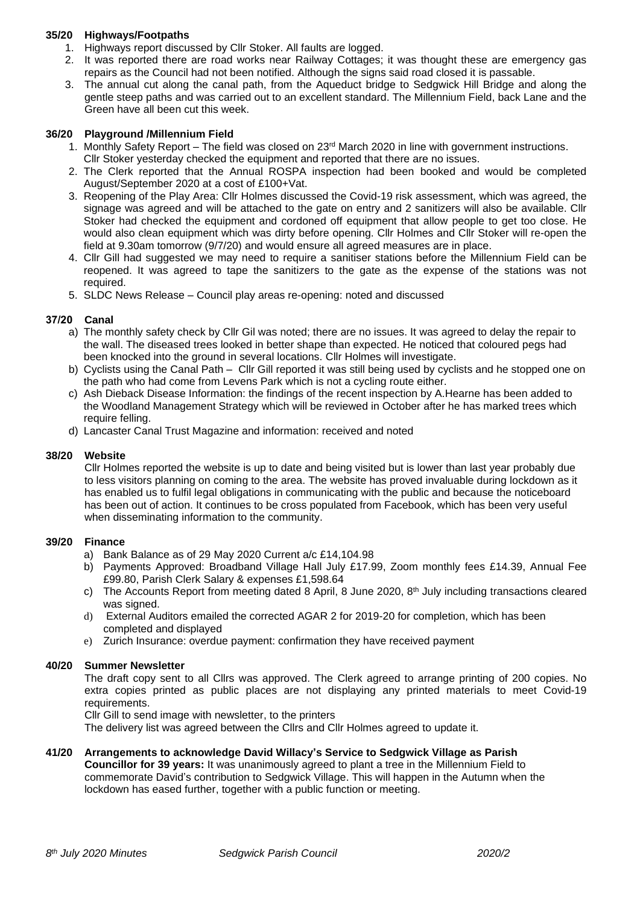### 35/20 Highways/Footpaths

1. Highways report discussed by Cllr Stoker. All faults are logged.
2. It was reported there are road works near Railway Cottages; it was thought these are emergency gas repairs as the Council had not been notified. Although the signs said road closed it is passable.
3. The annual cut along the canal path, from the Aqueduct bridge to Sedgwick Hill Bridge and along the gentle steep paths and was carried out to an excellent standard. The Millennium Field, back Lane and the Green have all been cut this week.

### 36/20 Playground /Millennium Field

1. Monthly Safety Report – The field was closed on 23rd March 2020 in line with government instructions. Cllr Stoker yesterday checked the equipment and reported that there are no issues.
2. The Clerk reported that the Annual ROSPA inspection had been booked and would be completed August/September 2020 at a cost of £100+Vat.
3. Reopening of the Play Area: Cllr Holmes discussed the Covid-19 risk assessment, which was agreed, the signage was agreed and will be attached to the gate on entry and 2 sanitizers will also be available. Cllr Stoker had checked the equipment and cordoned off equipment that allow people to get too close. He would also clean equipment which was dirty before opening. Cllr Holmes and Cllr Stoker will re-open the field at 9.30am tomorrow (9/7/20) and would ensure all agreed measures are in place.
4. Cllr Gill had suggested we may need to require a sanitiser stations before the Millennium Field can be reopened. It was agreed to tape the sanitizers to the gate as the expense of the stations was not required.
5. SLDC News Release – Council play areas re-opening: noted and discussed

### 37/20 Canal

a) The monthly safety check by Cllr Gil was noted; there are no issues. It was agreed to delay the repair to the wall. The diseased trees looked in better shape than expected. He noticed that coloured pegs had been knocked into the ground in several locations. Cllr Holmes will investigate.

b) Cyclists using the Canal Path – Cllr Gill reported it was still being used by cyclists and he stopped one on the path who had come from Levens Park which is not a cycling route either.

c) Ash Dieback Disease Information: the findings of the recent inspection by A.Hearne has been added to the Woodland Management Strategy which will be reviewed in October after he has marked trees which require felling.

d) Lancaster Canal Trust Magazine and information: received and noted

### 38/20 Website

Cllr Holmes reported the website is up to date and being visited but is lower than last year probably due to less visitors planning on coming to the area. The website has proved invaluable during lockdown as it has enabled us to fulfil legal obligations in communicating with the public and because the noticeboard has been out of action. It continues to be cross populated from Facebook, which has been very useful when disseminating information to the community.

### 39/20 Finance

a) Bank Balance as of 29 May 2020 Current a/c £14,104.98

b) Payments Approved: Broadband Village Hall July £17.99, Zoom monthly fees £14.39, Annual Fee £99.80, Parish Clerk Salary & expenses £1,598.64

c) The Accounts Report from meeting dated 8 April, 8 June 2020, 8th July including transactions cleared was signed.

d) External Auditors emailed the corrected AGAR 2 for 2019-20 for completion, which has been completed and displayed

e) Zurich Insurance: overdue payment: confirmation they have received payment

### 40/20 Summer Newsletter

The draft copy sent to all Cllrs was approved. The Clerk agreed to arrange printing of 200 copies. No extra copies printed as public places are not displaying any printed materials to meet Covid-19 requirements.

Cllr Gill to send image with newsletter, to the printers

The delivery list was agreed between the Cllrs and Cllr Holmes agreed to update it.

### 41/20 Arrangements to acknowledge David Willacy's Service to Sedgwick Village as Parish Councillor for 39 years:

It was unanimously agreed to plant a tree in the Millennium Field to commemorate David's contribution to Sedgwick Village. This will happen in the Autumn when the lockdown has eased further, together with a public function or meeting.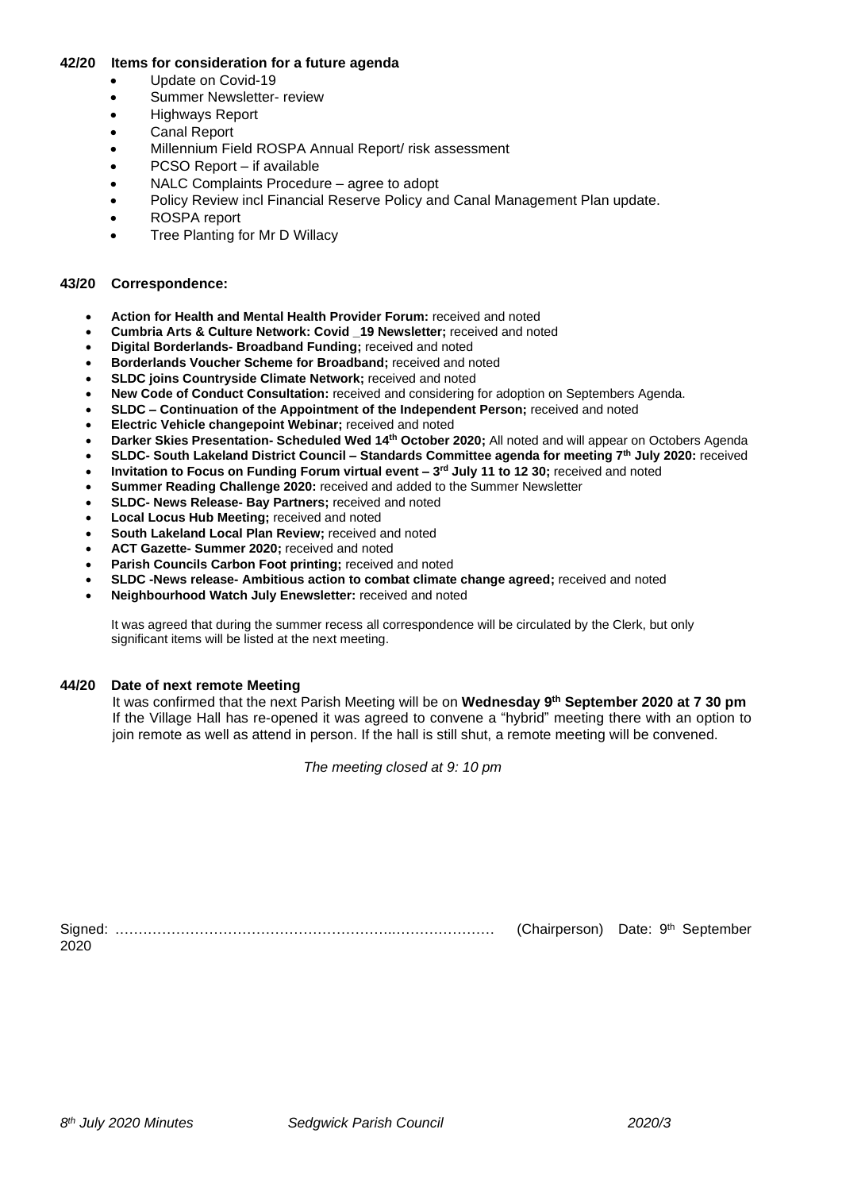### 42/20 Items for consideration for a future agenda

- Update on Covid-19
- Summer Newsletter- review
- Highways Report
- Canal Report
- Millennium Field ROSPA Annual Report/ risk assessment
- PCSO Report – if available
- NALC Complaints Procedure – agree to adopt
- Policy Review incl Financial Reserve Policy and Canal Management Plan update.
- ROSPA report
- Tree Planting for Mr D Willacy

### 43/20 Correspondence:

- **Action for Health and Mental Health Provider Forum:** received and noted
- **Cumbria Arts & Culture Network: Covid _19 Newsletter;** received and noted
- **Digital Borderlands- Broadband Funding;** received and noted
- **Borderlands Voucher Scheme for Broadband;** received and noted
- **SLDC joins Countryside Climate Network;** received and noted
- **New Code of Conduct Consultation:** received and considering for adoption on Septembers Agenda.
- **SLDC – Continuation of the Appointment of the Independent Person;** received and noted
- **Electric Vehicle changepoint Webinar;** received and noted
- **Darker Skies Presentation- Scheduled Wed 14th October 2020;** All noted and will appear on Octobers Agenda
- **SLDC- South Lakeland District Council – Standards Committee agenda for meeting 7th July 2020:** received
- **Invitation to Focus on Funding Forum virtual event – 3rd July 11 to 12 30;** received and noted
- **Summer Reading Challenge 2020:** received and added to the Summer Newsletter
- **SLDC- News Release- Bay Partners;** received and noted
- **Local Locus Hub Meeting;** received and noted
- **South Lakeland Local Plan Review;** received and noted
- **ACT Gazette- Summer 2020;** received and noted
- **Parish Councils Carbon Foot printing;** received and noted
- **SLDC -News release- Ambitious action to combat climate change agreed;** received and noted
- **Neighbourhood Watch July Enewsletter:** received and noted

It was agreed that during the summer recess all correspondence will be circulated by the Clerk, but only significant items will be listed at the next meeting.

### 44/20 Date of next remote Meeting

It was confirmed that the next Parish Meeting will be on **Wednesday 9th September 2020 at 7 30 pm** If the Village Hall has re-opened it was agreed to convene a "hybrid" meeting there with an option to join remote as well as attend in person. If the hall is still shut, a remote meeting will be convened.

*The meeting closed at 9: 10 pm*

Signed: ……………………………………………………..………………… (Chairperson) Date: 9th September 2020